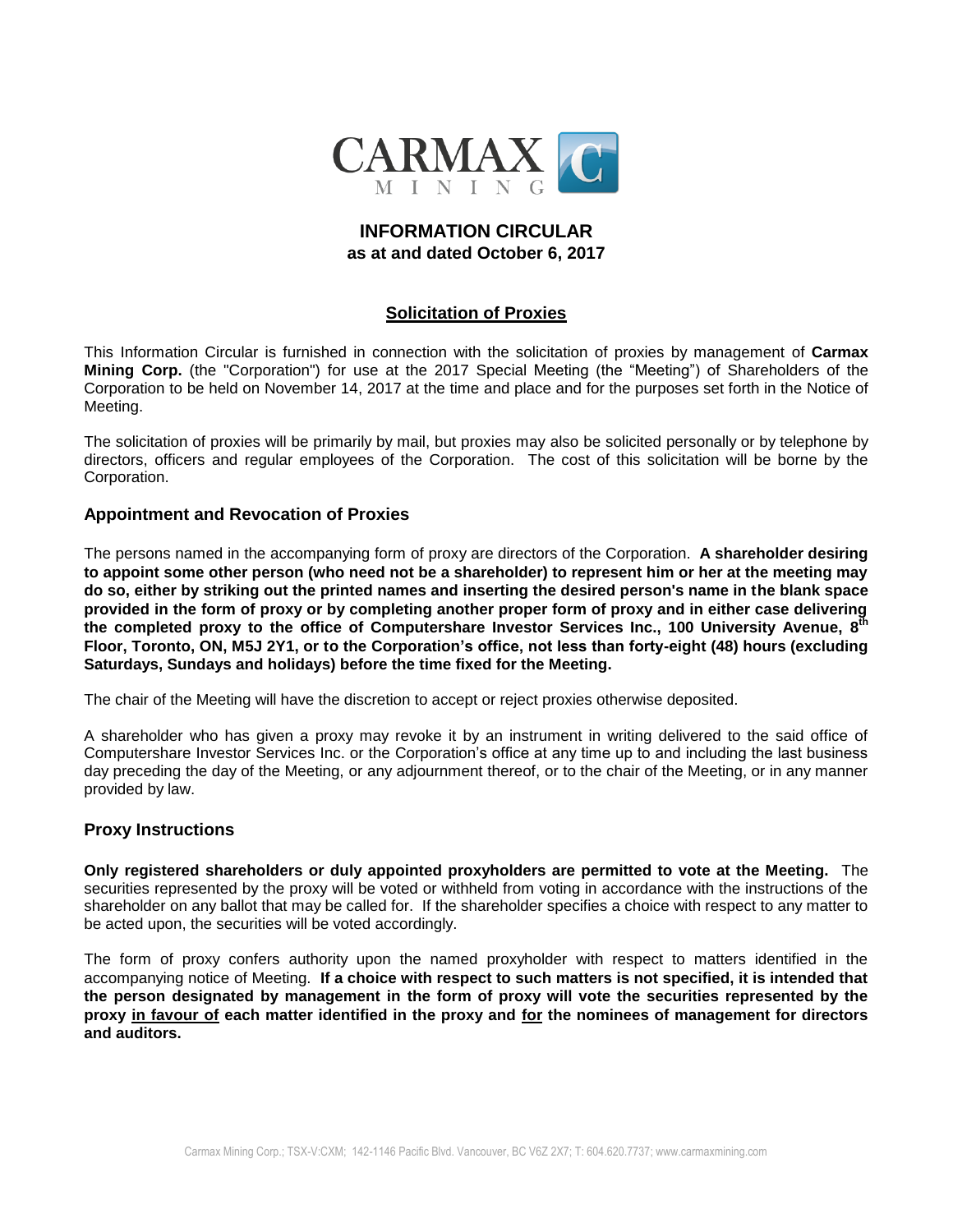# INFORMATION CIRCULAR
**as at and dated October 6, 2017**

## Solicitation of Proxies

This Information Circular is furnished in connection with the solicitation of proxies by management of **Carmax Mining Corp.** (the "Corporation") for use at the 2017 Special Meeting (the "Meeting") of Shareholders of the Corporation to be held on November 14, 2017 at the time and place and for the purposes set forth in the Notice of Meeting.

The solicitation of proxies will be primarily by mail, but proxies may also be solicited personally or by telephone by directors, officers and regular employees of the Corporation. The cost of this solicitation will be borne by the Corporation.

### Appointment and Revocation of Proxies

The persons named in the accompanying form of proxy are directors of the Corporation. **A shareholder desiring to appoint some other person (who need not be a shareholder) to represent him or her at the meeting may do so, either by striking out the printed names and inserting the desired person's name in the blank space provided in the form of proxy or by completing another proper form of proxy and in either case delivering the completed proxy to the office of Computershare Investor Services Inc., 100 University Avenue, 8th Floor, Toronto, ON, M5J 2Y1, or to the Corporation's office, not less than forty-eight (48) hours (excluding Saturdays, Sundays and holidays) before the time fixed for the Meeting.**

The chair of the Meeting will have the discretion to accept or reject proxies otherwise deposited.

A shareholder who has given a proxy may revoke it by an instrument in writing delivered to the said office of Computershare Investor Services Inc. or the Corporation's office at any time up to and including the last business day preceding the day of the Meeting, or any adjournment thereof, or to the chair of the Meeting, or in any manner provided by law.

### Proxy Instructions

**Only registered shareholders or duly appointed proxyholders are permitted to vote at the Meeting.** The securities represented by the proxy will be voted or withheld from voting in accordance with the instructions of the shareholder on any ballot that may be called for. If the shareholder specifies a choice with respect to any matter to be acted upon, the securities will be voted accordingly.

The form of proxy confers authority upon the named proxyholder with respect to matters identified in the accompanying notice of Meeting. **If a choice with respect to such matters is not specified, it is intended that the person designated by management in the form of proxy will vote the securities represented by the proxy in favour of each matter identified in the proxy and for the nominees of management for directors and auditors.**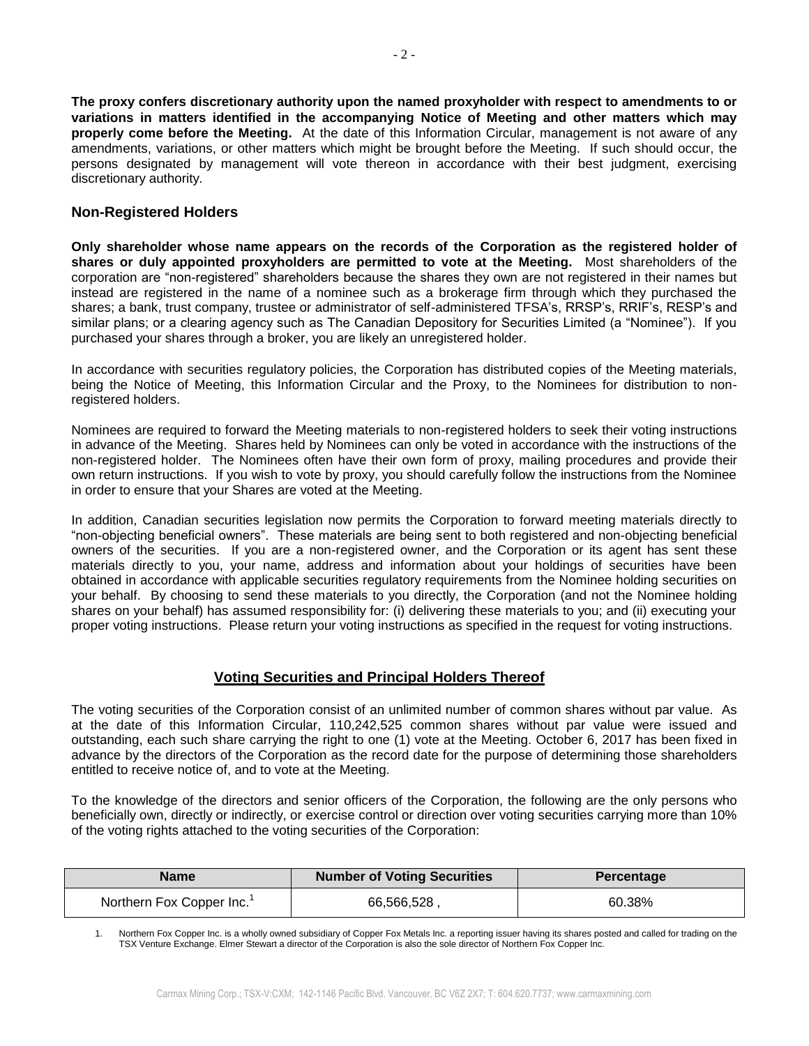**The proxy confers discretionary authority upon the named proxyholder with respect to amendments to or variations in matters identified in the accompanying Notice of Meeting and other matters which may properly come before the Meeting.** At the date of this Information Circular, management is not aware of any amendments, variations, or other matters which might be brought before the Meeting. If such should occur, the persons designated by management will vote thereon in accordance with their best judgment, exercising discretionary authority.

## Non-Registered Holders

**Only shareholder whose name appears on the records of the Corporation as the registered holder of shares or duly appointed proxyholders are permitted to vote at the Meeting.** Most shareholders of the corporation are "non-registered" shareholders because the shares they own are not registered in their names but instead are registered in the name of a nominee such as a brokerage firm through which they purchased the shares; a bank, trust company, trustee or administrator of self-administered TFSA's, RRSP's, RRIF's, RESP's and similar plans; or a clearing agency such as The Canadian Depository for Securities Limited (a "Nominee"). If you purchased your shares through a broker, you are likely an unregistered holder.

In accordance with securities regulatory policies, the Corporation has distributed copies of the Meeting materials, being the Notice of Meeting, this Information Circular and the Proxy, to the Nominees for distribution to non-registered holders.

Nominees are required to forward the Meeting materials to non-registered holders to seek their voting instructions in advance of the Meeting. Shares held by Nominees can only be voted in accordance with the instructions of the non-registered holder. The Nominees often have their own form of proxy, mailing procedures and provide their own return instructions. If you wish to vote by proxy, you should carefully follow the instructions from the Nominee in order to ensure that your Shares are voted at the Meeting.

In addition, Canadian securities legislation now permits the Corporation to forward meeting materials directly to "non-objecting beneficial owners". These materials are being sent to both registered and non-objecting beneficial owners of the securities. If you are a non-registered owner, and the Corporation or its agent has sent these materials directly to you, your name, address and information about your holdings of securities have been obtained in accordance with applicable securities regulatory requirements from the Nominee holding securities on your behalf. By choosing to send these materials to you directly, the Corporation (and not the Nominee holding shares on your behalf) has assumed responsibility for: (i) delivering these materials to you; and (ii) executing your proper voting instructions. Please return your voting instructions as specified in the request for voting instructions.

## Voting Securities and Principal Holders Thereof

The voting securities of the Corporation consist of an unlimited number of common shares without par value. As at the date of this Information Circular, 110,242,525 common shares without par value were issued and outstanding, each such share carrying the right to one (1) vote at the Meeting. October 6, 2017 has been fixed in advance by the directors of the Corporation as the record date for the purpose of determining those shareholders entitled to receive notice of, and to vote at the Meeting.

To the knowledge of the directors and senior officers of the Corporation, the following are the only persons who beneficially own, directly or indirectly, or exercise control or direction over voting securities carrying more than 10% of the voting rights attached to the voting securities of the Corporation:

| Name | Number of Voting Securities | Percentage |
|---|---|---|
| Northern Fox Copper Inc.[1] | 66,566,528 , | 60.38% |

1. Northern Fox Copper Inc. is a wholly owned subsidiary of Copper Fox Metals Inc. a reporting issuer having its shares posted and called for trading on the TSX Venture Exchange. Elmer Stewart a director of the Corporation is also the sole director of Northern Fox Copper Inc.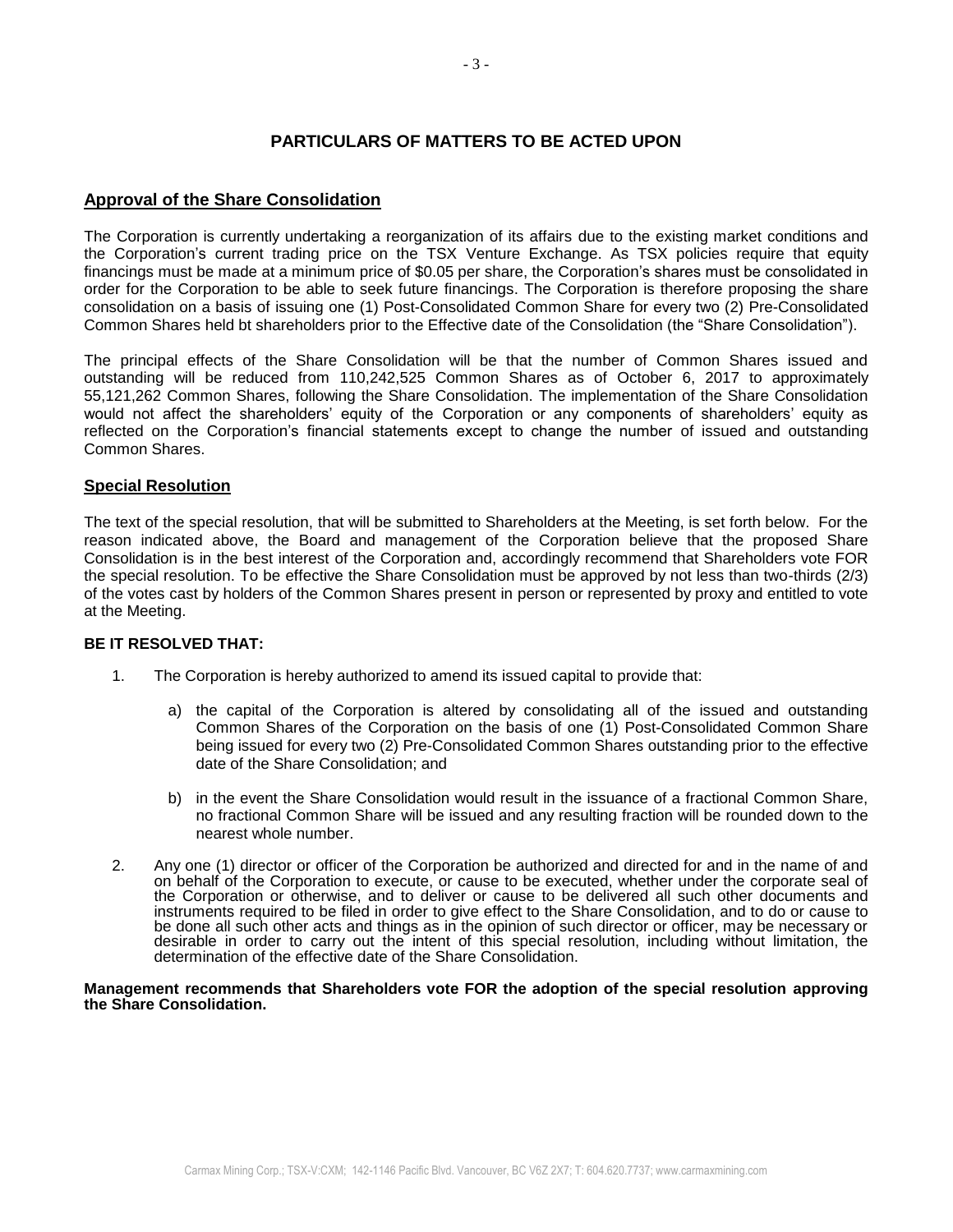# PARTICULARS OF MATTERS TO BE ACTED UPON

## Approval of the Share Consolidation

The Corporation is currently undertaking a reorganization of its affairs due to the existing market conditions and the Corporation's current trading price on the TSX Venture Exchange. As TSX policies require that equity financings must be made at a minimum price of $0.05 per share, the Corporation's shares must be consolidated in order for the Corporation to be able to seek future financings. The Corporation is therefore proposing the share consolidation on a basis of issuing one (1) Post-Consolidated Common Share for every two (2) Pre-Consolidated Common Shares held bt shareholders prior to the Effective date of the Consolidation (the "Share Consolidation").

The principal effects of the Share Consolidation will be that the number of Common Shares issued and outstanding will be reduced from 110,242,525 Common Shares as of October 6, 2017 to approximately 55,121,262 Common Shares, following the Share Consolidation. The implementation of the Share Consolidation would not affect the shareholders' equity of the Corporation or any components of shareholders' equity as reflected on the Corporation's financial statements except to change the number of issued and outstanding Common Shares.

## Special Resolution

The text of the special resolution, that will be submitted to Shareholders at the Meeting, is set forth below. For the reason indicated above, the Board and management of the Corporation believe that the proposed Share Consolidation is in the best interest of the Corporation and, accordingly recommend that Shareholders vote FOR the special resolution. To be effective the Share Consolidation must be approved by not less than two-thirds (2/3) of the votes cast by holders of the Common Shares present in person or represented by proxy and entitled to vote at the Meeting.

**BE IT RESOLVED THAT:**

1. The Corporation is hereby authorized to amend its issued capital to provide that:

   a) the capital of the Corporation is altered by consolidating all of the issued and outstanding Common Shares of the Corporation on the basis of one (1) Post-Consolidated Common Share being issued for every two (2) Pre-Consolidated Common Shares outstanding prior to the effective date of the Share Consolidation; and

   b) in the event the Share Consolidation would result in the issuance of a fractional Common Share, no fractional Common Share will be issued and any resulting fraction will be rounded down to the nearest whole number.

2. Any one (1) director or officer of the Corporation be authorized and directed for and in the name of and on behalf of the Corporation to execute, or cause to be executed, whether under the corporate seal of the Corporation or otherwise, and to deliver or cause to be delivered all such other documents and instruments required to be filed in order to give effect to the Share Consolidation, and to do or cause to be done all such other acts and things as in the opinion of such director or officer, may be necessary or desirable in order to carry out the intent of this special resolution, including without limitation, the determination of the effective date of the Share Consolidation.

**Management recommends that Shareholders vote FOR the adoption of the special resolution approving the Share Consolidation.**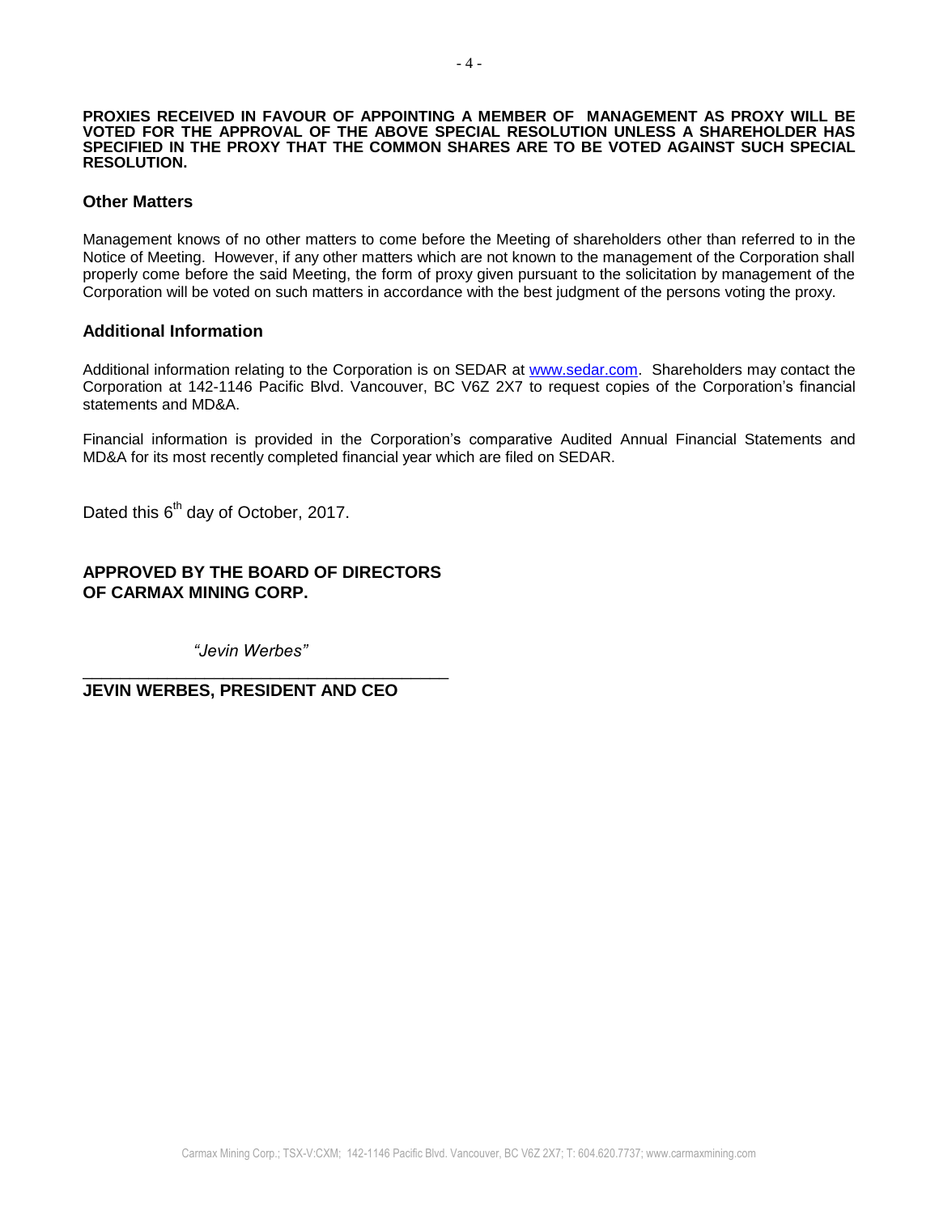**PROXIES RECEIVED IN FAVOUR OF APPOINTING A MEMBER OF MANAGEMENT AS PROXY WILL BE VOTED FOR THE APPROVAL OF THE ABOVE SPECIAL RESOLUTION UNLESS A SHAREHOLDER HAS SPECIFIED IN THE PROXY THAT THE COMMON SHARES ARE TO BE VOTED AGAINST SUCH SPECIAL RESOLUTION.**

## Other Matters

Management knows of no other matters to come before the Meeting of shareholders other than referred to in the Notice of Meeting. However, if any other matters which are not known to the management of the Corporation shall properly come before the said Meeting, the form of proxy given pursuant to the solicitation by management of the Corporation will be voted on such matters in accordance with the best judgment of the persons voting the proxy.

## Additional Information

Additional information relating to the Corporation is on SEDAR at www.sedar.com. Shareholders may contact the Corporation at 142-1146 Pacific Blvd. Vancouver, BC V6Z 2X7 to request copies of the Corporation's financial statements and MD&A.

Financial information is provided in the Corporation's comparative Audited Annual Financial Statements and MD&A for its most recently completed financial year which are filed on SEDAR.

Dated this 6th day of October, 2017.

**APPROVED BY THE BOARD OF DIRECTORS OF CARMAX MINING CORP.**

*"Jevin Werbes"*

**JEVIN WERBES, PRESIDENT AND CEO**